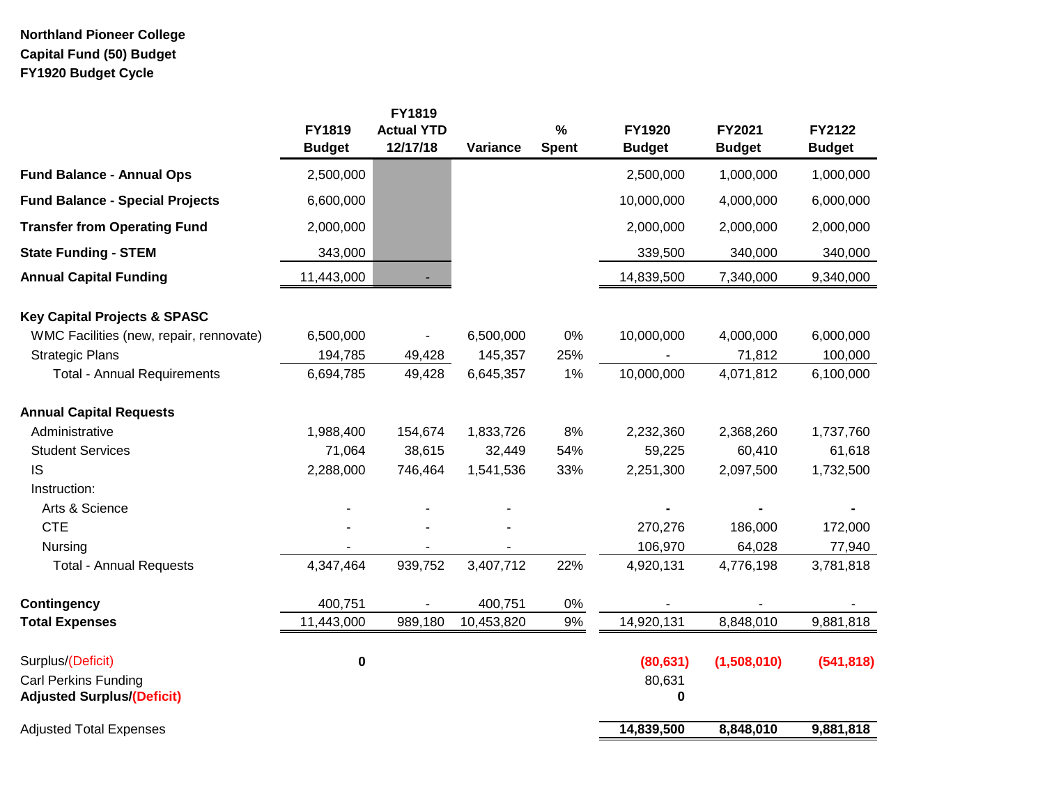**Northland Pioneer College**
**Capital Fund (50) Budget**
**FY1920 Budget Cycle**

| | FY1819 Budget | FY1819 Actual YTD 12/17/18 | Variance | % Spent | FY1920 Budget | FY2021 Budget | FY2122 Budget |
|---|---|---|---|---|---|---|---|
| **Fund Balance - Annual Ops** | 2,500,000 | | | | 2,500,000 | 1,000,000 | 1,000,000 |
| **Fund Balance - Special Projects** | 6,600,000 | | | | 10,000,000 | 4,000,000 | 6,000,000 |
| **Transfer from Operating Fund** | 2,000,000 | | | | 2,000,000 | 2,000,000 | 2,000,000 |
| **State Funding - STEM** | 343,000 | | | | 339,500 | 340,000 | 340,000 |
| **Annual Capital Funding** | 11,443,000 | - | | | 14,839,500 | 7,340,000 | 9,340,000 |
| | | | | | | | |
| **Key Capital Projects & SPASC** | | | | | | | |
| WMC Facilities (new, repair, rennovate) | 6,500,000 | - | 6,500,000 | 0% | 10,000,000 | 4,000,000 | 6,000,000 |
| Strategic Plans | 194,785 | 49,428 | 145,357 | 25% | - | 71,812 | 100,000 |
| Total - Annual Requirements | 6,694,785 | 49,428 | 6,645,357 | 1% | 10,000,000 | 4,071,812 | 6,100,000 |
| | | | | | | | |
| **Annual Capital Requests** | | | | | | | |
| Administrative | 1,988,400 | 154,674 | 1,833,726 | 8% | 2,232,360 | 2,368,260 | 1,737,760 |
| Student Services | 71,064 | 38,615 | 32,449 | 54% | 59,225 | 60,410 | 61,618 |
| IS | 2,288,000 | 746,464 | 1,541,536 | 33% | 2,251,300 | 2,097,500 | 1,732,500 |
| Instruction: | | | | | | | |
| Arts & Science | - | - | - | | - | - | - |
| CTE | - | - | - | | 270,276 | 186,000 | 172,000 |
| Nursing | - | - | - | | 106,970 | 64,028 | 77,940 |
| Total - Annual Requests | 4,347,464 | 939,752 | 3,407,712 | 22% | 4,920,131 | 4,776,198 | 3,781,818 |
| | | | | | | | |
| **Contingency** | 400,751 | - | 400,751 | 0% | - | - | - |
| **Total Expenses** | 11,443,000 | 989,180 | 10,453,820 | 9% | 14,920,131 | 8,848,010 | 9,881,818 |
| | | | | | | | |
| Surplus/(Deficit) | **0** | | | | **(80,631)** | **(1,508,010)** | **(541,818)** |
| Carl Perkins Funding | | | | | 80,631 | | |
| **Adjusted Surplus/(Deficit)** | | | | | **0** | | |
| | | | | | | | |
| Adjusted Total Expenses | | | | | **14,839,500** | **8,848,010** | **9,881,818** |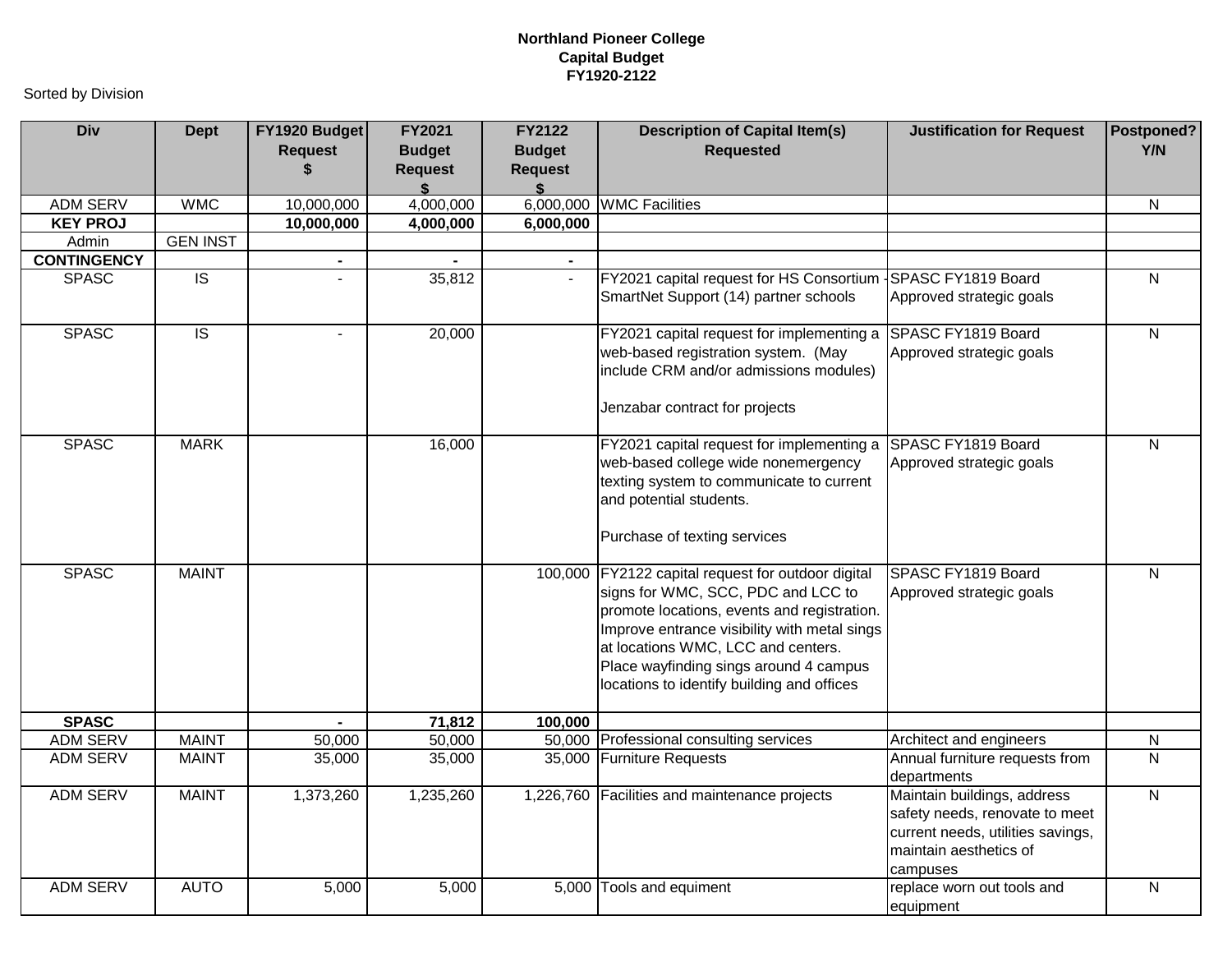**Northland Pioneer College**
**Capital Budget**
**FY1920-2122**

Sorted by Division

| Div | Dept | FY1920 Budget Request $ | FY2021 Budget Request $ | FY2122 Budget Request $ | Description of Capital Item(s) Requested | Justification for Request | Postponed? Y/N |
|---|---|---|---|---|---|---|---|
| ADM SERV | WMC | 10,000,000 | 4,000,000 | 6,000,000 | WMC Facilities | | N |
| **KEY PROJ** | | **10,000,000** | **4,000,000** | **6,000,000** | | | |
| Admin | GEN INST | | | | | | |
| **CONTINGENCY** | | **-** | **-** | **-** | | | |
| SPASC | IS | - | 35,812 | - | FY2021 capital request for HS Consortium - SmartNet Support (14) partner schools | SPASC FY1819 Board Approved strategic goals | N |
| SPASC | IS | - | 20,000 | | FY2021 capital request for implementing a web-based registration system. (May include CRM and/or admissions modules)<br><br>Jenzabar contract for projects | SPASC FY1819 Board Approved strategic goals | N |
| SPASC | MARK | | 16,000 | | FY2021 capital request for implementing a web-based college wide nonemergency texting system to communicate to current and potential students.<br><br>Purchase of texting services | SPASC FY1819 Board Approved strategic goals | N |
| SPASC | MAINT | | | 100,000 | FY2122 capital request for outdoor digital signs for WMC, SCC, PDC and LCC to promote locations, events and registration. Improve entrance visibility with metal sings at locations WMC, LCC and centers. Place wayfinding sings around 4 campus locations to identify building and offices | SPASC FY1819 Board Approved strategic goals | N |
| **SPASC** | | **-** | **71,812** | **100,000** | | | |
| ADM SERV | MAINT | 50,000 | 50,000 | 50,000 | Professional consulting services | Architect and engineers | N |
| ADM SERV | MAINT | 35,000 | 35,000 | 35,000 | Furniture Requests | Annual furniture requests from departments | N |
| ADM SERV | MAINT | 1,373,260 | 1,235,260 | 1,226,760 | Facilities and maintenance projects | Maintain buildings, address safety needs, renovate to meet current needs, utilities savings, maintain aesthetics of campuses | N |
| ADM SERV | AUTO | 5,000 | 5,000 | 5,000 | Tools and equiment | replace worn out tools and equipment | N |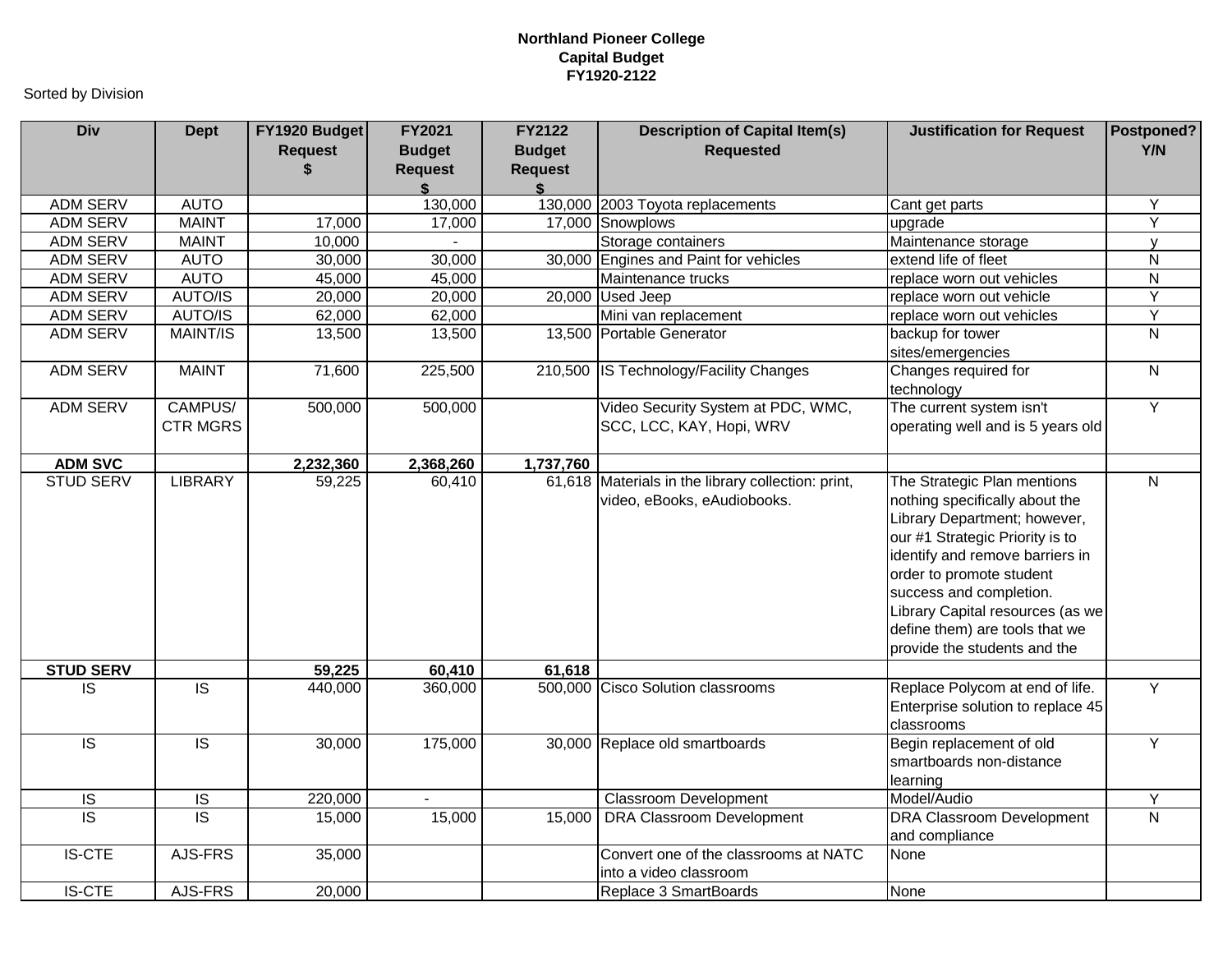**Northland Pioneer College**
**Capital Budget**
**FY1920-2122**

Sorted by Division

| Div | Dept | FY1920 Budget Request $ | FY2021 Budget Request $ | FY2122 Budget Request $ | Description of Capital Item(s) Requested | Justification for Request | Postponed? Y/N |
|---|---|---|---|---|---|---|---|
| ADM SERV | AUTO | | 130,000 | 130,000 | 2003 Toyota replacements | Cant get parts | Y |
| ADM SERV | MAINT | 17,000 | 17,000 | 17,000 | Snowplows | upgrade | Y |
| ADM SERV | MAINT | 10,000 | - | | Storage containers | Maintenance storage | y |
| ADM SERV | AUTO | 30,000 | 30,000 | 30,000 | Engines and Paint for vehicles | extend life of fleet | N |
| ADM SERV | AUTO | 45,000 | 45,000 | | Maintenance trucks | replace worn out vehicles | N |
| ADM SERV | AUTO/IS | 20,000 | 20,000 | 20,000 | Used Jeep | replace worn out vehicle | Y |
| ADM SERV | AUTO/IS | 62,000 | 62,000 | | Mini van replacement | replace worn out vehicles | Y |
| ADM SERV | MAINT/IS | 13,500 | 13,500 | 13,500 | Portable Generator | backup for tower sites/emergencies | N |
| ADM SERV | MAINT | 71,600 | 225,500 | 210,500 | IS Technology/Facility Changes | Changes required for technology | N |
| ADM SERV | CAMPUS/ CTR MGRS | 500,000 | 500,000 | | Video Security System at PDC, WMC, SCC, LCC, KAY, Hopi, WRV | The current system isn't operating well and is 5 years old | Y |
| **ADM SVC** | | **2,232,360** | **2,368,260** | **1,737,760** | | | |
| STUD SERV | LIBRARY | 59,225 | 60,410 | 61,618 | Materials in the library collection: print, video, eBooks, eAudiobooks. | The Strategic Plan mentions nothing specifically about the Library Department; however, our #1 Strategic Priority is to identify and remove barriers in order to promote student success and completion. Library Capital resources (as we define them) are tools that we provide the students and the | N |
| **STUD SERV** | | **59,225** | **60,410** | **61,618** | | | |
| IS | IS | 440,000 | 360,000 | 500,000 | Cisco Solution classrooms | Replace Polycom at end of life. Enterprise solution to replace 45 classrooms | Y |
| IS | IS | 30,000 | 175,000 | 30,000 | Replace old smartboards | Begin replacement of old smartboards non-distance learning | Y |
| IS | IS | 220,000 | - | | Classroom Development | Model/Audio | Y |
| IS | IS | 15,000 | 15,000 | 15,000 | DRA Classroom Development | DRA Classroom Development and compliance | N |
| IS-CTE | AJS-FRS | 35,000 | | | Convert one of the classrooms at NATC into a video classroom | None | |
| IS-CTE | AJS-FRS | 20,000 | | | Replace 3 SmartBoards | None | |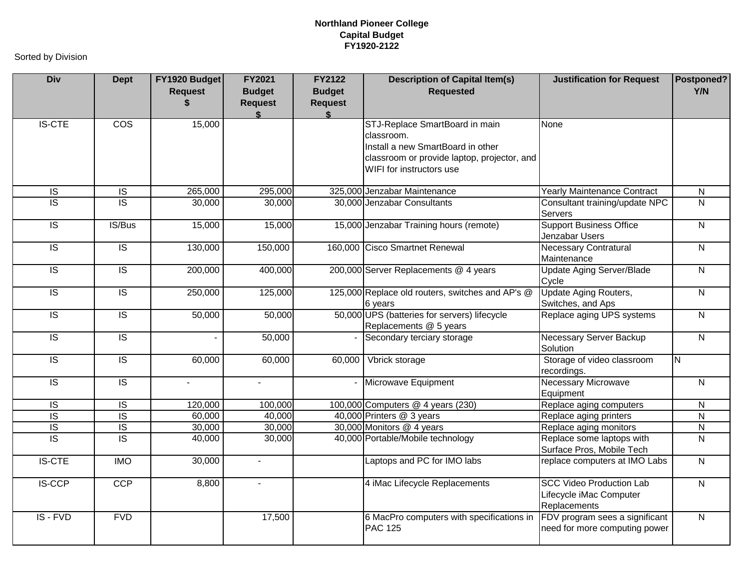**Northland Pioneer College**
**Capital Budget**
**FY1920-2122**

Sorted by Division

| Div | Dept | FY1920 Budget Request $ | FY2021 Budget Request $ | FY2122 Budget Request $ | Description of Capital Item(s) Requested | Justification for Request | Postponed? Y/N |
|---|---|---|---|---|---|---|---|
| IS-CTE | COS | 15,000 | | | STJ-Replace SmartBoard in main classroom. Install a new SmartBoard in other classroom or provide laptop, projector, and WIFI for instructors use | None | |
| IS | IS | 265,000 | 295,000 | 325,000 | Jenzabar Maintenance | Yearly Maintenance Contract | N |
| IS | IS | 30,000 | 30,000 | 30,000 | Jenzabar Consultants | Consultant training/update NPC Servers | N |
| IS | IS/Bus | 15,000 | 15,000 | 15,000 | Jenzabar Training hours (remote) | Support Business Office Jenzabar Users | N |
| IS | IS | 130,000 | 150,000 | 160,000 | Cisco Smartnet Renewal | Necessary Contratural Maintenance | N |
| IS | IS | 200,000 | 400,000 | 200,000 | Server Replacements @ 4 years | Update Aging Server/Blade Cycle | N |
| IS | IS | 250,000 | 125,000 | 125,000 | Replace old routers, switches and AP's @ 6 years | Update Aging Routers, Switches, and Aps | N |
| IS | IS | 50,000 | 50,000 | 50,000 | UPS (batteries for servers) lifecycle Replacements @ 5 years | Replace aging UPS systems | N |
| IS | IS | - | 50,000 | - | Secondary terciary storage | Necessary Server Backup Solution | N |
| IS | IS | 60,000 | 60,000 | 60,000 | Vbrick storage | Storage of video classroom recordings. | N |
| IS | IS | - | - | - | Microwave Equipment | Necessary Microwave Equipment | N |
| IS | IS | 120,000 | 100,000 | 100,000 | Computers @ 4 years (230) | Replace aging computers | N |
| IS | IS | 60,000 | 40,000 | 40,000 | Printers @ 3 years | Replace aging printers | N |
| IS | IS | 30,000 | 30,000 | 30,000 | Monitors @ 4 years | Replace aging monitors | N |
| IS | IS | 40,000 | 30,000 | 40,000 | Portable/Mobile technology | Replace some laptops with Surface Pros, Mobile Tech | N |
| IS-CTE | IMO | 30,000 | - | | Laptops and PC for IMO labs | replace computers at IMO Labs | N |
| IS-CCP | CCP | 8,800 | - | | 4 iMac Lifecycle Replacements | SCC Video Production Lab Lifecycle iMac Computer Replacements | N |
| IS - FVD | FVD | | 17,500 | | 6 MacPro computers with specifications in PAC 125 | FDV program sees a significant need for more computing power | N |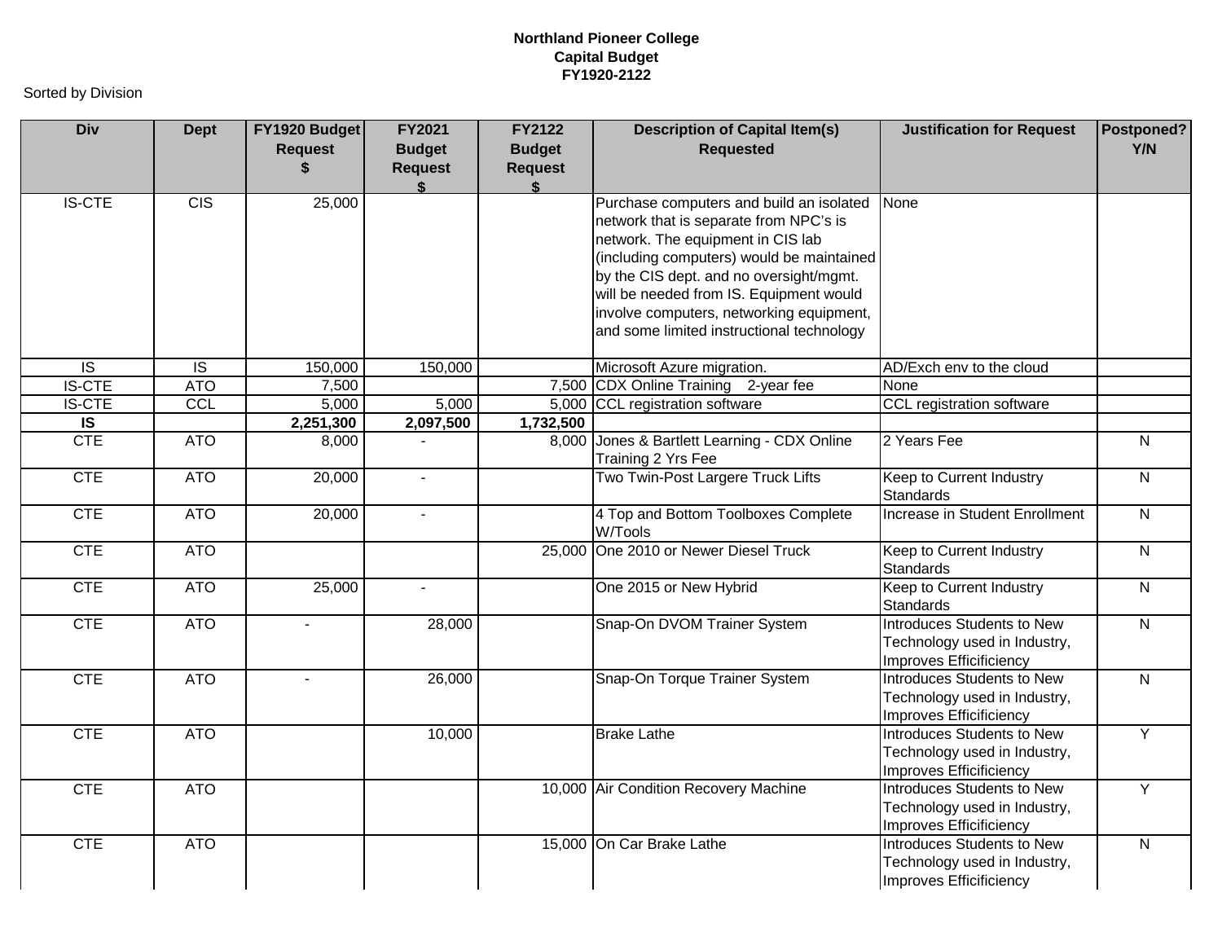**Northland Pioneer College**
**Capital Budget**
**FY1920-2122**

Sorted by Division

| Div | Dept | FY1920 Budget Request $ | FY2021 Budget Request $ | FY2122 Budget Request $ | Description of Capital Item(s) Requested | Justification for Request | Postponed? Y/N |
|---|---|---|---|---|---|---|---|
| IS-CTE | CIS | 25,000 | | | Purchase computers and build an isolated network that is separate from NPC's is network. The equipment in CIS lab (including computers) would be maintained by the CIS dept. and no oversight/mgmt. will be needed from IS. Equipment would involve computers, networking equipment, and some limited instructional technology | None | |
| IS | IS | 150,000 | 150,000 | | Microsoft Azure migration. | AD/Exch env to the cloud | |
| IS-CTE | ATO | 7,500 | | 7,500 | CDX Online Training 2-year fee | None | |
| IS-CTE | CCL | 5,000 | 5,000 | 5,000 | CCL registration software | CCL registration software | |
| **IS** | | **2,251,300** | **2,097,500** | **1,732,500** | | | |
| CTE | ATO | 8,000 | - | 8,000 | Jones & Bartlett Learning - CDX Online Training 2 Yrs Fee | 2 Years Fee | N |
| CTE | ATO | 20,000 | - | | Two Twin-Post Largere Truck Lifts | Keep to Current Industry Standards | N |
| CTE | ATO | 20,000 | - | | 4 Top and Bottom Toolboxes Complete W/Tools | Increase in Student Enrollment | N |
| CTE | ATO | | | 25,000 | One 2010 or Newer Diesel Truck | Keep to Current Industry Standards | N |
| CTE | ATO | 25,000 | - | | One 2015 or New Hybrid | Keep to Current Industry Standards | N |
| CTE | ATO | - | 28,000 | | Snap-On DVOM Trainer System | Introduces Students to New Technology used in Industry, Improves Efficificiency | N |
| CTE | ATO | - | 26,000 | | Snap-On Torque Trainer System | Introduces Students to New Technology used in Industry, Improves Efficificiency | N |
| CTE | ATO | | 10,000 | | Brake Lathe | Introduces Students to New Technology used in Industry, Improves Efficificiency | Y |
| CTE | ATO | | | 10,000 | Air Condition Recovery Machine | Introduces Students to New Technology used in Industry, Improves Efficificiency | Y |
| CTE | ATO | | | 15,000 | On Car Brake Lathe | Introduces Students to New Technology used in Industry, Improves Efficificiency | N |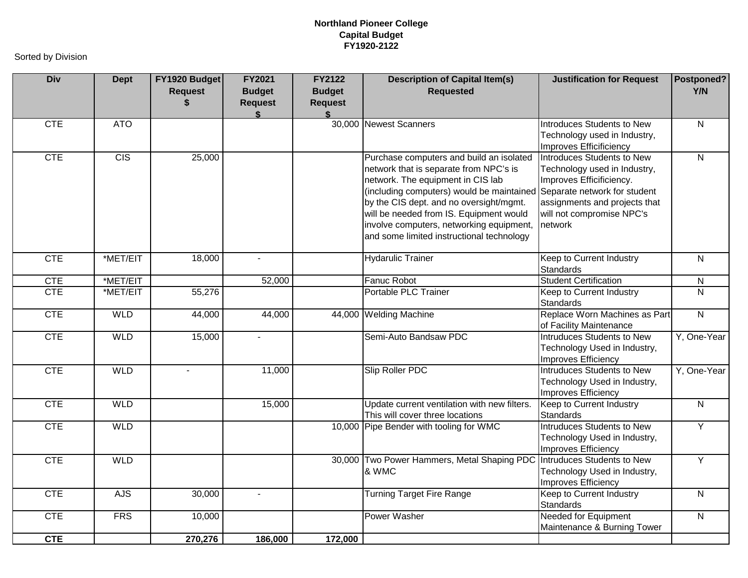**Northland Pioneer College**
**Capital Budget**
**FY1920-2122**

Sorted by Division

| Div | Dept | FY1920 Budget Request $ | FY2021 Budget Request $ | FY2122 Budget Request $ | Description of Capital Item(s) Requested | Justification for Request | Postponed? Y/N |
|---|---|---|---|---|---|---|---|
| CTE | ATO | | | 30,000 | Newest Scanners | Introduces Students to New Technology used in Industry, Improves Efficificiency | N |
| CTE | CIS | 25,000 | | | Purchase computers and build an isolated network that is separate from NPC's is network. The equipment in CIS lab (including computers) would be maintained by the CIS dept. and no oversight/mgmt. will be needed from IS. Equipment would involve computers, networking equipment, and some limited instructional technology | Introduces Students to New Technology used in Industry, Improves Efficificiency. Separate network for student assignments and projects that will not compromise NPC's network | N |
| CTE | *MET/EIT | 18,000 | - | | Hydarulic Trainer | Keep to Current Industry Standards | N |
| CTE | *MET/EIT | | 52,000 | | Fanuc Robot | Student Certification | N |
| CTE | *MET/EIT | 55,276 | | | Portable PLC Trainer | Keep to Current Industry Standards | N |
| CTE | WLD | 44,000 | 44,000 | 44,000 | Welding Machine | Replace Worn Machines as Part of Facility Maintenance | N |
| CTE | WLD | 15,000 | - | | Semi-Auto Bandsaw PDC | Intruduces Students to New Technology Used in Industry, Improves Efficiency | Y, One-Year |
| CTE | WLD | - | 11,000 | | Slip Roller PDC | Intruduces Students to New Technology Used in Industry, Improves Efficiency | Y, One-Year |
| CTE | WLD | | 15,000 | | Update current ventilation with new filters. This will cover three locations | Keep to Current Industry Standards | N |
| CTE | WLD | | | 10,000 | Pipe Bender with tooling for WMC | Intruduces Students to New Technology Used in Industry, Improves Efficiency | Y |
| CTE | WLD | | | 30,000 | Two Power Hammers, Metal Shaping PDC & WMC | Intruduces Students to New Technology Used in Industry, Improves Efficiency | Y |
| CTE | AJS | 30,000 | - | | Turning Target Fire Range | Keep to Current Industry Standards | N |
| CTE | FRS | 10,000 | | | Power Washer | Needed for Equipment Maintenance & Burning Tower | N |
| **CTE** | | **270,276** | **186,000** | **172,000** | | | |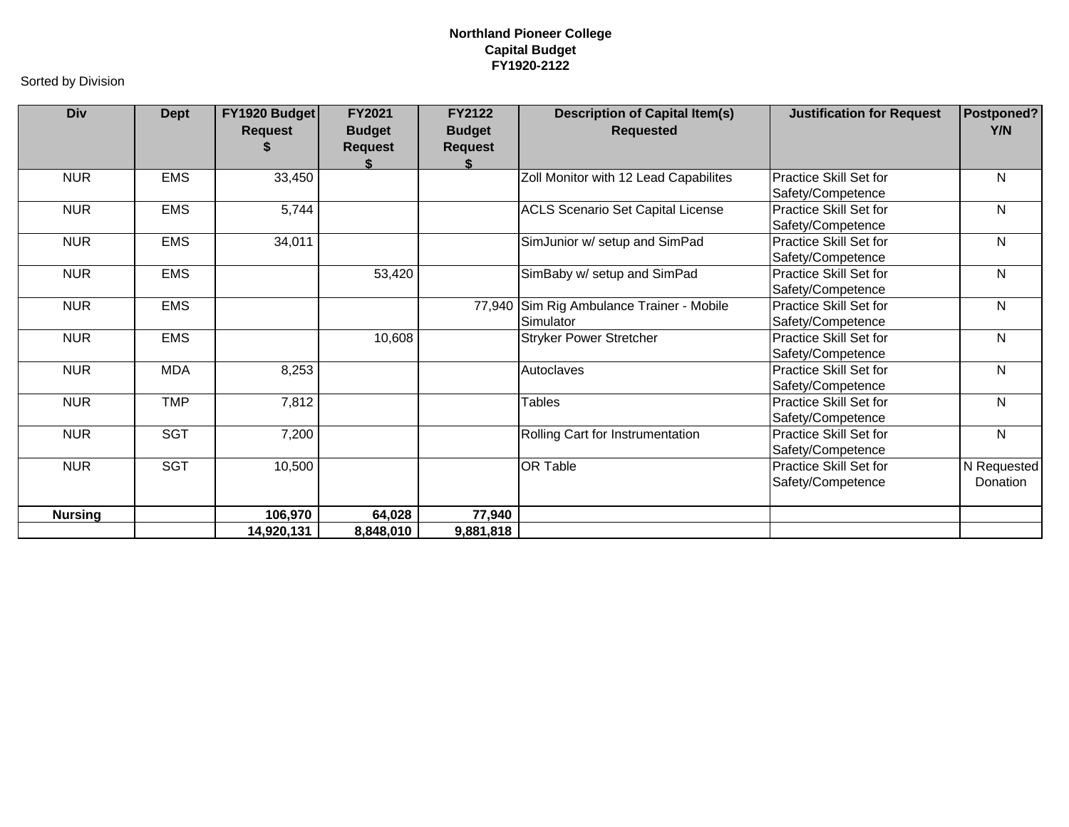**Northland Pioneer College**
**Capital Budget**
**FY1920-2122**

Sorted by Division

| Div | Dept | FY1920 Budget Request $ | FY2021 Budget Request $ | FY2122 Budget Request $ | Description of Capital Item(s) Requested | Justification for Request | Postponed? Y/N |
|---|---|---|---|---|---|---|---|
| NUR | EMS | 33,450 | | | Zoll Monitor with 12 Lead Capabilites | Practice Skill Set for Safety/Competence | N |
| NUR | EMS | 5,744 | | | ACLS Scenario Set Capital License | Practice Skill Set for Safety/Competence | N |
| NUR | EMS | 34,011 | | | SimJunior w/ setup and SimPad | Practice Skill Set for Safety/Competence | N |
| NUR | EMS | | 53,420 | | SimBaby w/ setup and SimPad | Practice Skill Set for Safety/Competence | N |
| NUR | EMS | | | 77,940 | Sim Rig Ambulance Trainer - Mobile Simulator | Practice Skill Set for Safety/Competence | N |
| NUR | EMS | | 10,608 | | Stryker Power Stretcher | Practice Skill Set for Safety/Competence | N |
| NUR | MDA | 8,253 | | | Autoclaves | Practice Skill Set for Safety/Competence | N |
| NUR | TMP | 7,812 | | | Tables | Practice Skill Set for Safety/Competence | N |
| NUR | SGT | 7,200 | | | Rolling Cart for Instrumentation | Practice Skill Set for Safety/Competence | N |
| NUR | SGT | 10,500 | | | OR Table | Practice Skill Set for Safety/Competence | N Requested Donation |
| **Nursing** | | **106,970** | **64,028** | **77,940** | | | |
| | | **14,920,131** | **8,848,010** | **9,881,818** | | | |